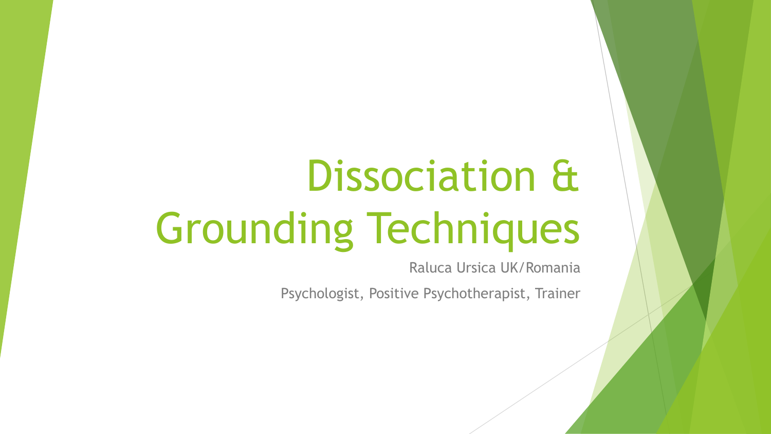# Dissociation & Grounding Techniques

Raluca Ursica UK/Romania

Psychologist, Positive Psychotherapist, Trainer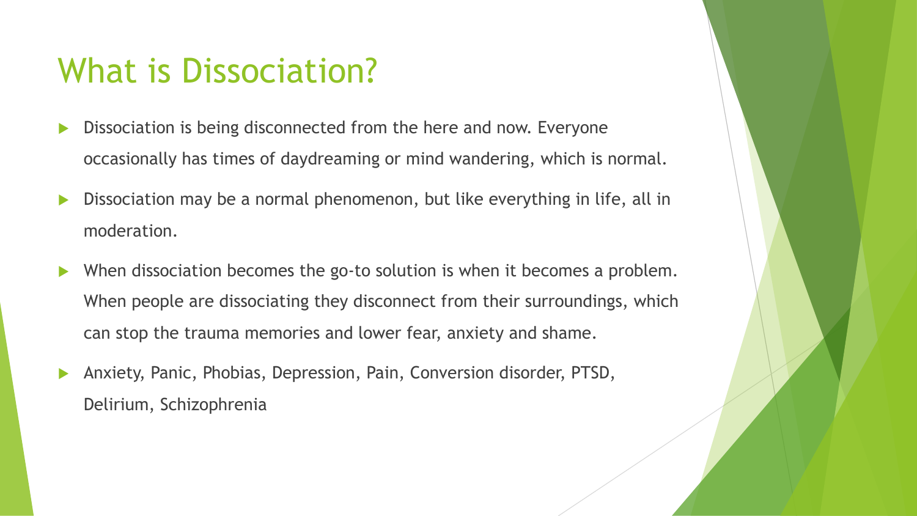# What is Dissociation?

- Dissociation is being disconnected from the here and now. Everyone occasionally has times of daydreaming or mind wandering, which is normal.
- Dissociation may be a normal phenomenon, but like everything in life, all in moderation.
- When dissociation becomes the go-to solution is when it becomes a problem. When people are dissociating they disconnect from their surroundings, which can stop the trauma memories and lower fear, anxiety and shame.
- Anxiety, Panic, Phobias, Depression, Pain, Conversion disorder, PTSD, Delirium, Schizophrenia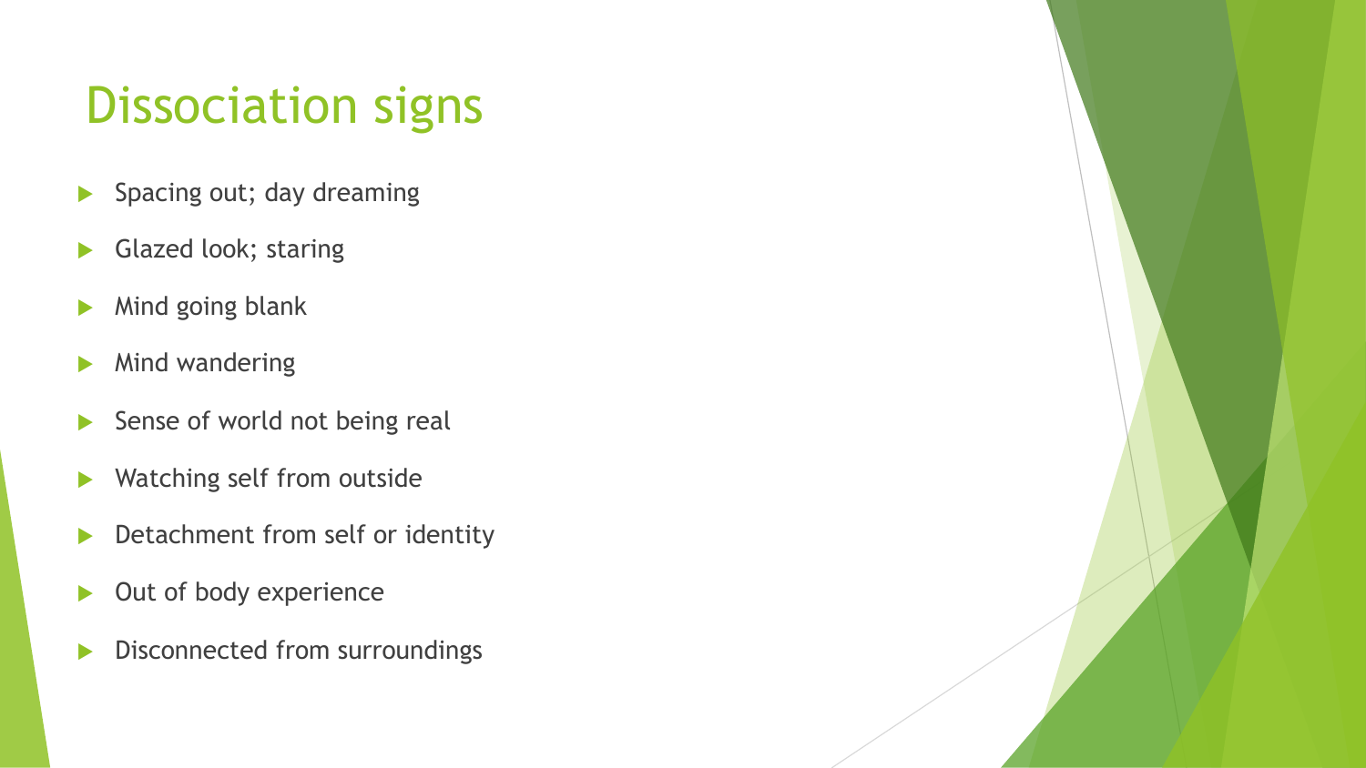# Dissociation signs

- Spacing out; day dreaming
- Glazed look; staring
- Mind going blank
- Mind wandering
- Sense of world not being real
- Watching self from outside
- Detachment from self or identity
- Out of body experience
- Disconnected from surroundings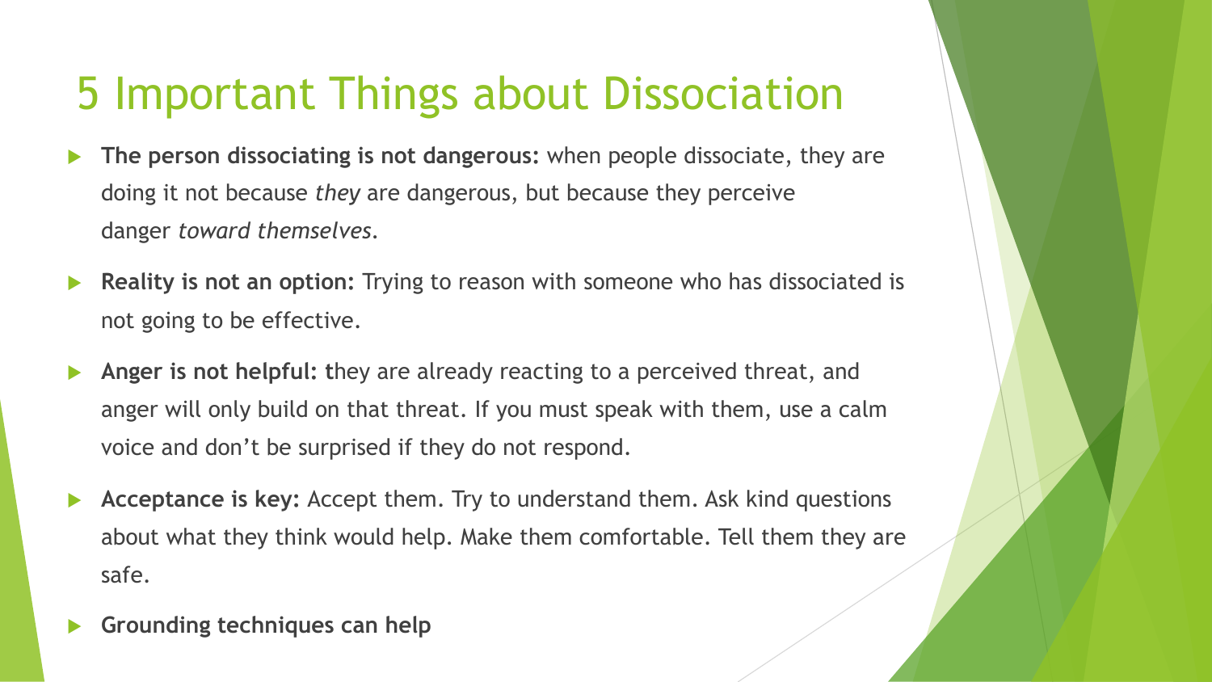# 5 Important Things about Dissociation

- **The person dissociating is not dangerous:** when people dissociate, they are doing it not because *they* are dangerous, but because they perceive danger *toward themselves.*
- **Reality is not an option:** Trying to reason with someone who has dissociated is not going to be effective.
- **Anger is not helpful: t**hey are already reacting to a perceived threat, and anger will only build on that threat. If you must speak with them, use a calm voice and don't be surprised if they do not respond.
- **Acceptance is key:** Accept them. Try to understand them. Ask kind questions about what they think would help. Make them comfortable. Tell them they are safe.
- **Grounding techniques can help**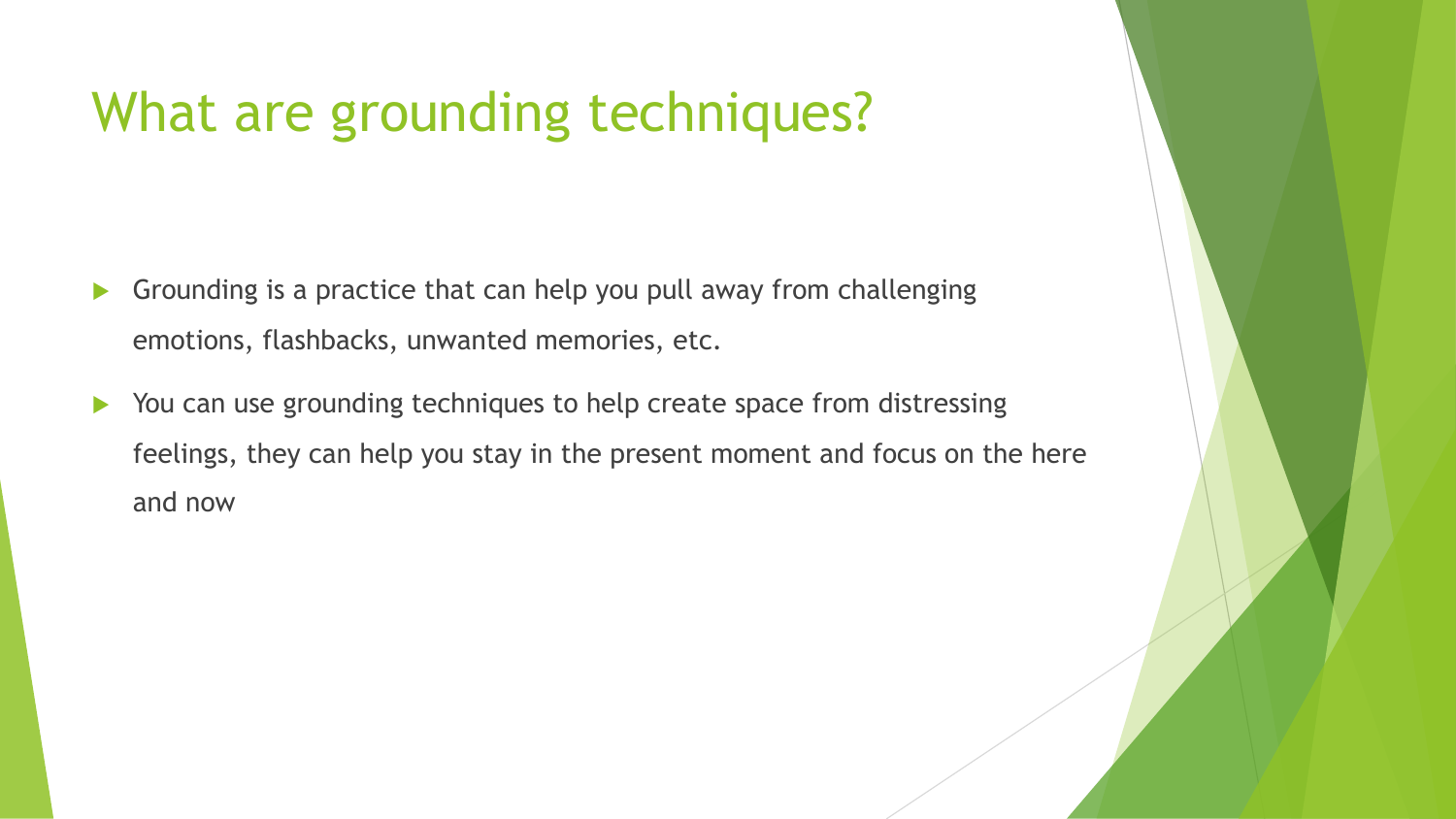# What are grounding techniques?

- Grounding is a practice that can help you pull away from challenging emotions, flashbacks, unwanted memories, etc.
- You can use grounding techniques to help create space from distressing feelings, they can help you stay in the present moment and focus on the here and now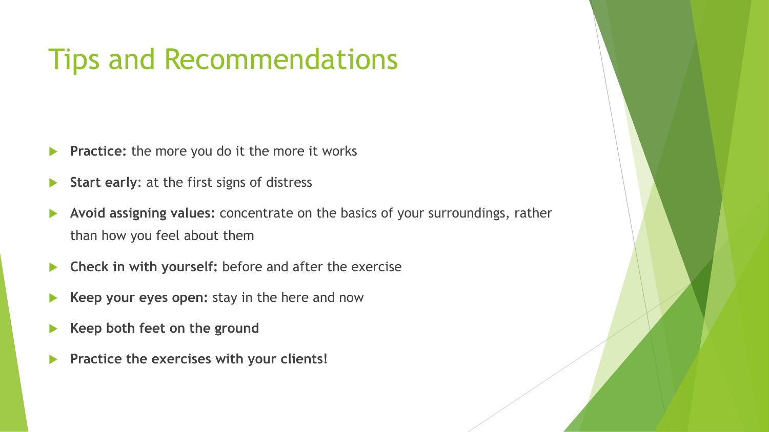# Tips and Recommendations

- **Practice:** the more you do it the more it works
- **Start early**: at the first signs of distress
- **Avoid assigning values:** concentrate on the basics of your surroundings, rather than how you feel about them
- **Check in with yourself:** before and after the exercise
- **Keep your eyes open:** stay in the here and now
- **Keep both feet on the ground**
- **Practice the exercises with your clients!**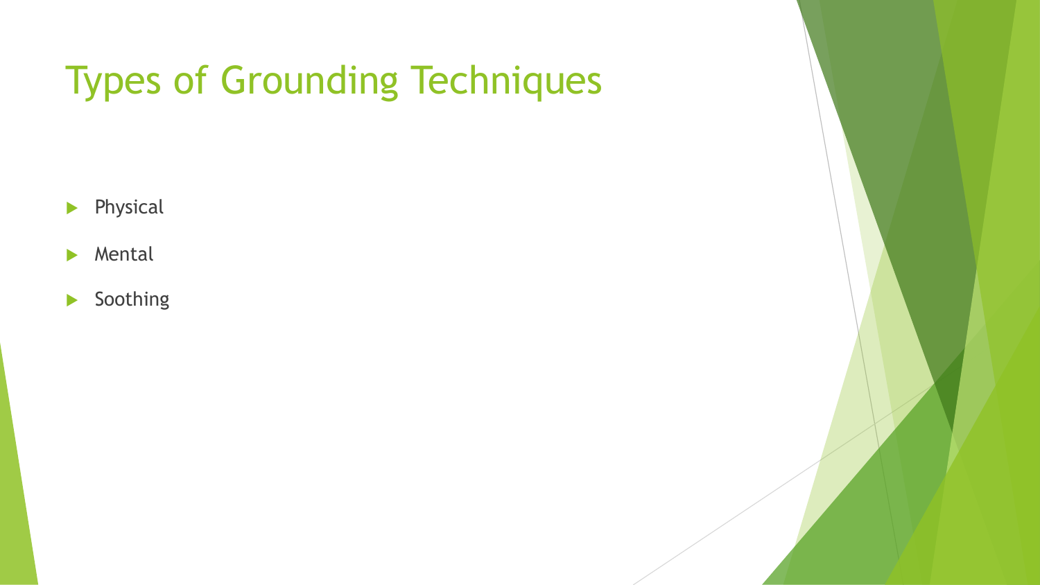# Types of Grounding Techniques

- Physical
- Mental
- Soothing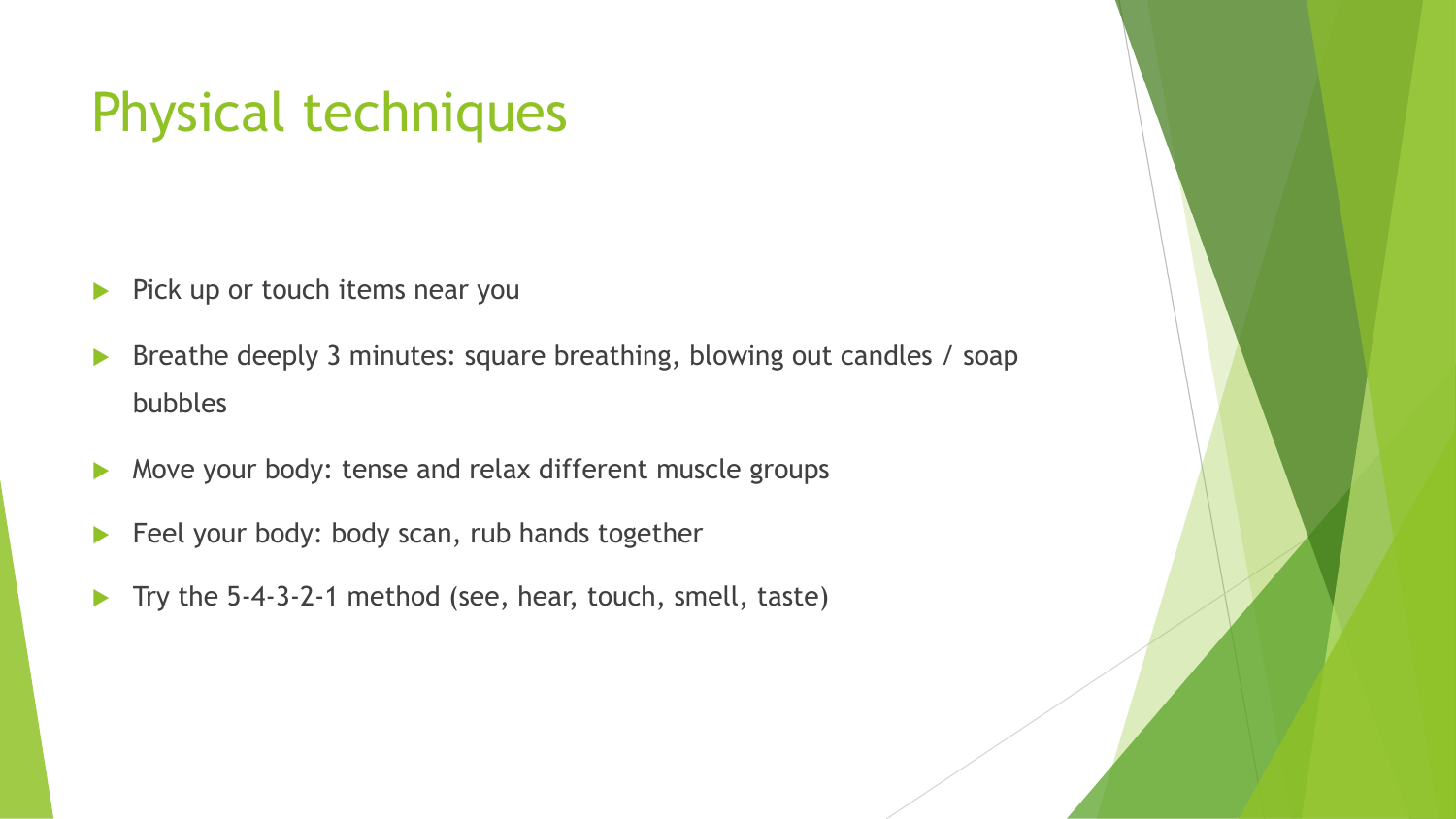# Physical techniques

- Pick up or touch items near you
- Breathe deeply 3 minutes: square breathing, blowing out candles / soap bubbles
- Move your body: tense and relax different muscle groups
- Feel your body: body scan, rub hands together
- Try the 5-4-3-2-1 method (see, hear, touch, smell, taste)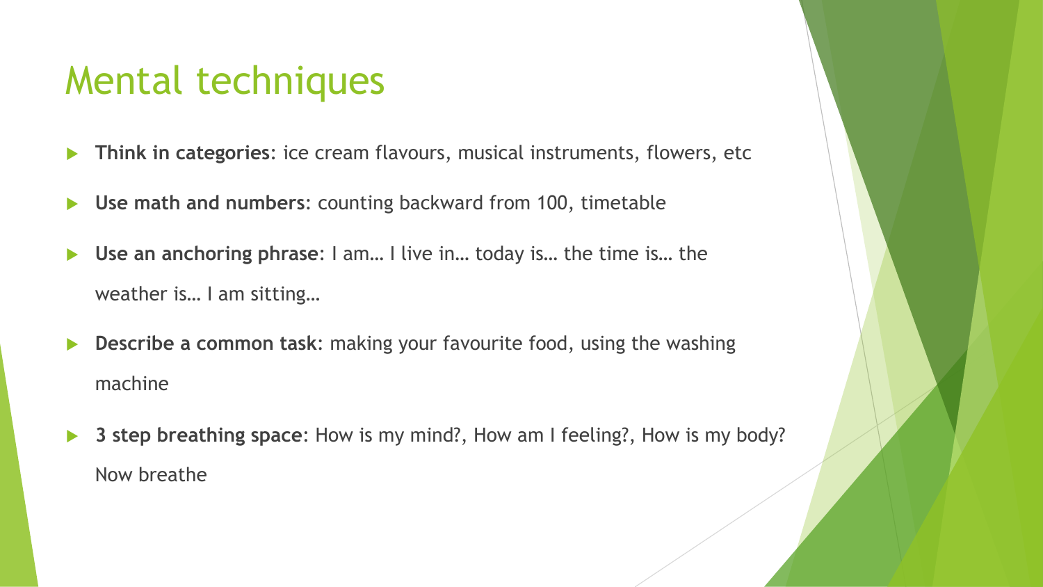# Mental techniques

- **Think in categories**: ice cream flavours, musical instruments, flowers, etc
- **Use math and numbers**: counting backward from 100, timetable
- **Use an anchoring phrase**: I am… I live in… today is… the time is… the weather is… I am sitting…
- **Describe a common task**: making your favourite food, using the washing machine
- **3 step breathing space**: How is my mind?, How am I feeling?, How is my body? Now breathe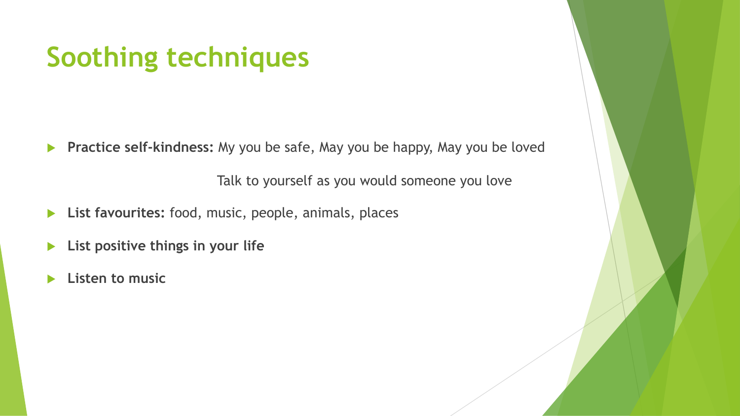# Soothing techniques

- **Practice self-kindness:** My you be safe, May you be happy, May you be loved

  Talk to yourself as you would someone you love

- **List favourites:** food, music, people, animals, places
- **List positive things in your life**
- **Listen to music**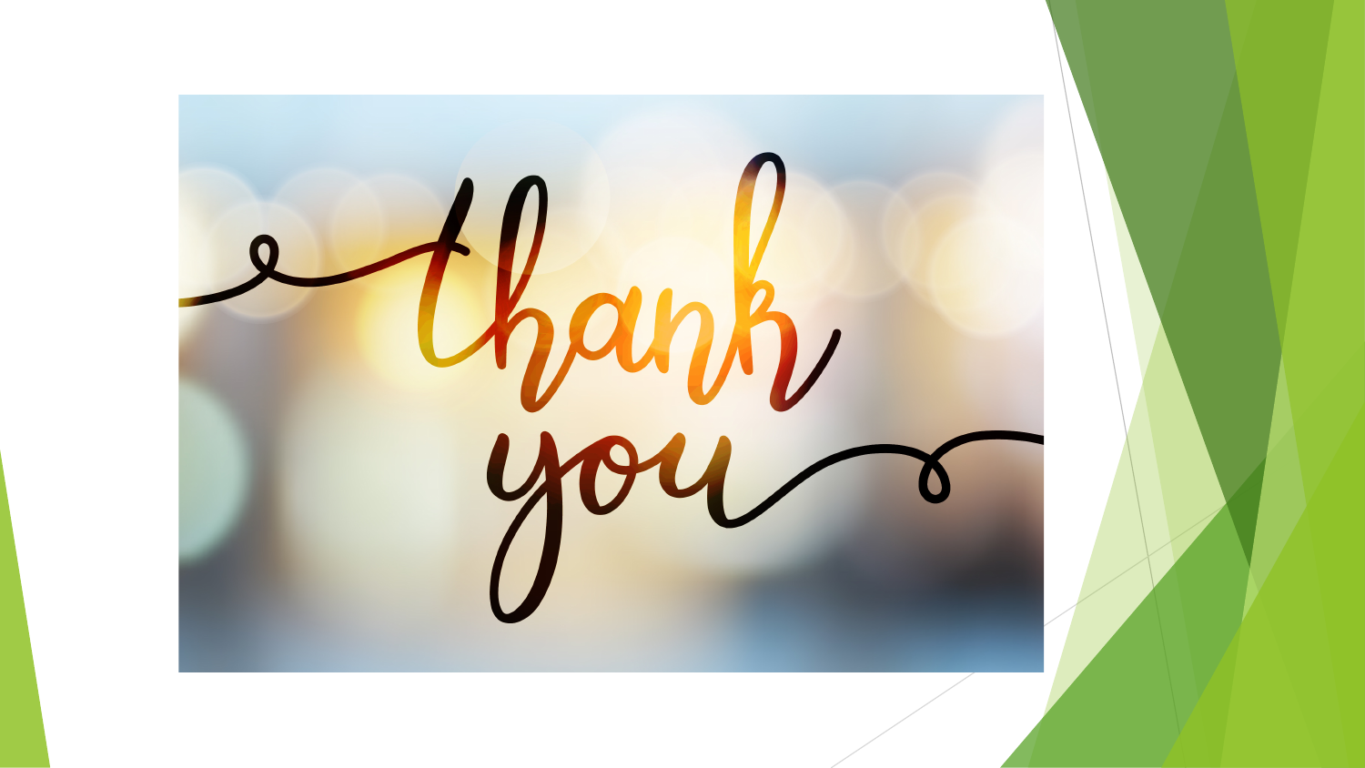thank you